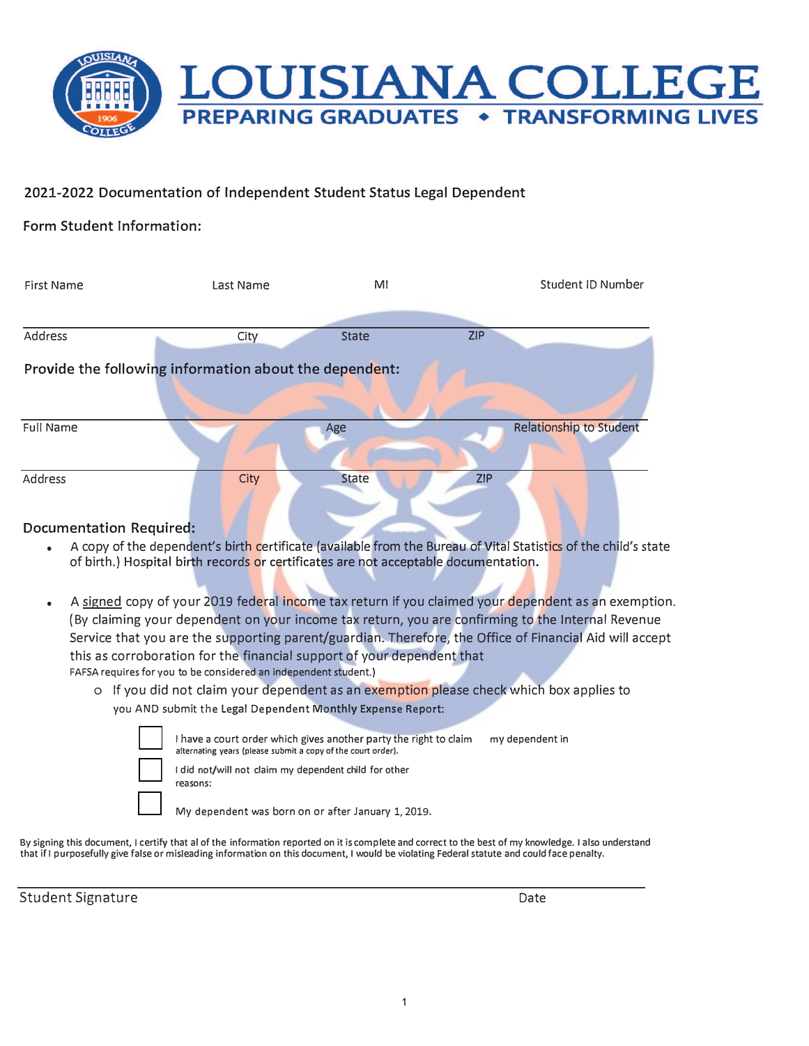# LOUISIANA COLLEGE

PREPARING GRADUATES ◆ TRANSFORMING LIVES

2021-2022 Documentation of Independent Student Status Legal Dependent

Form Student Information:

First Name Last Name MI Student ID Number

Address City State ZIP

**Provide the following information about the dependent:**

Full Name Age Relationship to Student

Address City State ZIP

## Documentation Required:

- A copy of the dependent's birth certificate (available from the Bureau of Vital Statistics of the child's state of birth.) Hospital birth records or certificates are not acceptable documentation.

- A signed copy of your 2019 federal income tax return if you claimed your dependent as an exemption. (By claiming your dependent on your income tax return, you are confirming to the Internal Revenue Service that you are the supporting parent/guardian. Therefore, the Office of Financial Aid will accept this as corroboration for the financial support of your dependent that FAFSA requires for you to be considered an independent student.)
  - If you did not claim your dependent as an exemption please check which box applies to you AND submit the Legal Dependent Monthly Expense Report:

☐ I have a court order which gives another party the right to claim my dependent in alternating years (please submit a copy of the court order).

☐ I did not/will not claim my dependent child for other reasons:

☐ My dependent was born on or after January 1, 2019.

By signing this document, I certify that al of the information reported on it is complete and correct to the best of my knowledge. I also understand that if I purposefully give false or misleading information on this document, I would be violating Federal statute and could face penalty.

Student Signature Date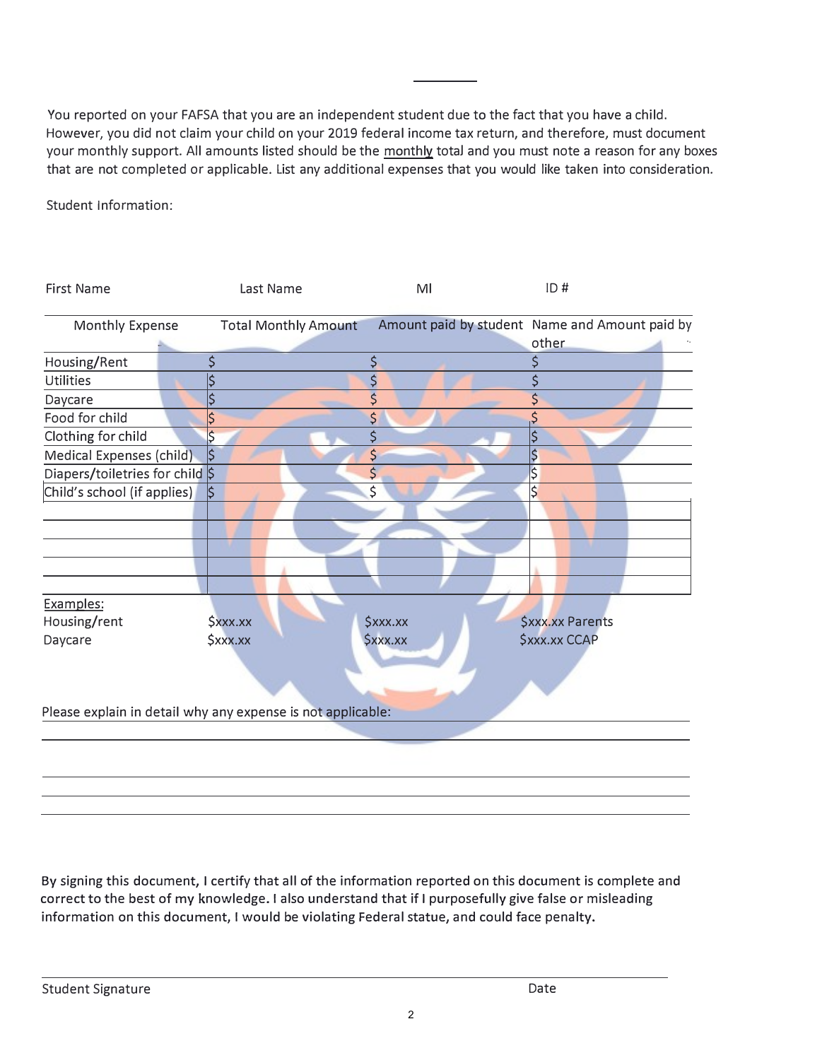You reported on your FAFSA that you are an independent student due to the fact that you have a child. However, you did not claim your child on your 2019 federal income tax return, and therefore, must document your monthly support. All amounts listed should be the monthly total and you must note a reason for any boxes that are not completed or applicable. List any additional expenses that you would like taken into consideration.

Student Information:

| First Name | Last Name | MI | ID # |
|---|---|---|---|
| | | | |

| Monthly Expense | Total Monthly Amount | Amount paid by student | Name and Amount paid by other |
|---|---|---|---|
| Housing/Rent | $ | $ | $ |
| Utilities | $ | $ | $ |
| Daycare | $ | $ | $ |
| Food for child | $ | $ | $ |
| Clothing for child | $ | $ | $ |
| Medical Expenses (child) | $ | $ | $ |
| Diapers/toiletries for child | $ | $ | $ |
| Child's school (if applies) | $ | $ | $ |
| | | | |
| | | | |
| | | | |
| | | | |
| | | | |

Examples:

| | | | |
|---|---|---|---|
| Housing/rent | $xxx.xx | $xxx.xx | $xxx.xx Parents |
| Daycare | $xxx.xx | $xxx.xx | $xxx.xx CCAP |

Please explain in detail why any expense is not applicable:

By signing this document, I certify that all of the information reported on this document is complete and correct to the best of my knowledge. I also understand that if I purposefully give false or misleading information on this document, I would be violating Federal statue, and could face penalty.

Student Signature

Date